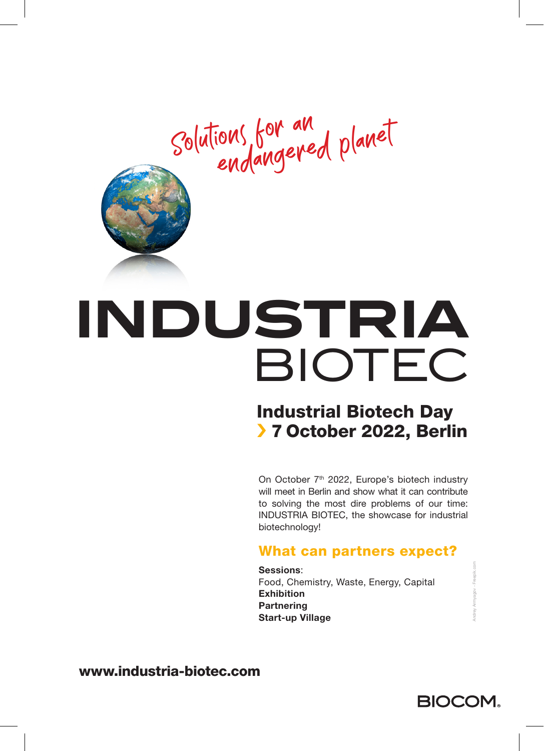Solutions for an endangered planet

# INDUSTRIA BIOTEC

## Industrial Biotech Day
## › 7 October 2022, Berlin

On October 7th 2022, Europe's biotech industry will meet in Berlin and show what it can contribute to solving the most dire problems of our time: INDUSTRIA BIOTEC, the showcase for industrial biotechnology!

### What can partners expect?

**Sessions**:
Food, Chemistry, Waste, Energy, Capital
**Exhibition**
**Partnering**
**Start-up Village**

Andrey Armyagov - Freepik.com

**www.industria-biotec.com**

BIOCOM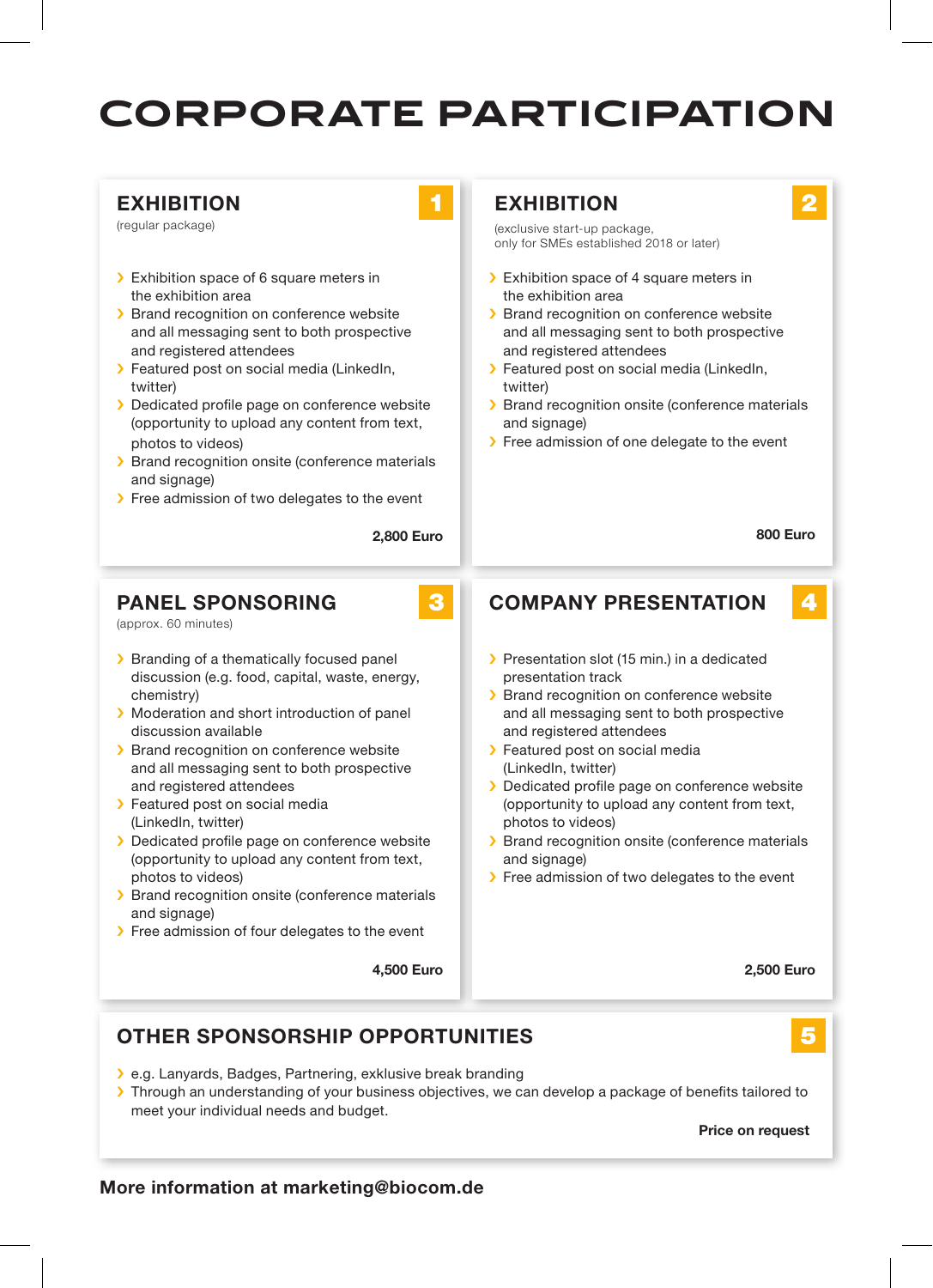# CORPORATE PARTICIPATION

## EXHIBITION

1

(regular package)

- Exhibition space of 6 square meters in the exhibition area
- Brand recognition on conference website and all messaging sent to both prospective and registered attendees
- Featured post on social media (LinkedIn, twitter)
- Dedicated profile page on conference website (opportunity to upload any content from text, photos to videos)
- Brand recognition onsite (conference materials and signage)
- Free admission of two delegates to the event

**2,800 Euro**

## EXHIBITION

2

(exclusive start-up package, only for SMEs established 2018 or later)

- Exhibition space of 4 square meters in the exhibition area
- Brand recognition on conference website and all messaging sent to both prospective and registered attendees
- Featured post on social media (LinkedIn, twitter)
- Brand recognition onsite (conference materials and signage)
- Free admission of one delegate to the event

**800 Euro**

## PANEL SPONSORING

3

(approx. 60 minutes)

- Branding of a thematically focused panel discussion (e.g. food, capital, waste, energy, chemistry)
- Moderation and short introduction of panel discussion available
- Brand recognition on conference website and all messaging sent to both prospective and registered attendees
- Featured post on social media (LinkedIn, twitter)
- Dedicated profile page on conference website (opportunity to upload any content from text, photos to videos)
- Brand recognition onsite (conference materials and signage)
- Free admission of four delegates to the event

**4,500 Euro**

## COMPANY PRESENTATION

4

- Presentation slot (15 min.) in a dedicated presentation track
- Brand recognition on conference website and all messaging sent to both prospective and registered attendees
- Featured post on social media (LinkedIn, twitter)
- Dedicated profile page on conference website (opportunity to upload any content from text, photos to videos)
- Brand recognition onsite (conference materials and signage)
- Free admission of two delegates to the event

**2,500 Euro**

## OTHER SPONSORSHIP OPPORTUNITIES

5

- e.g. Lanyards, Badges, Partnering, exklusive break branding
- Through an understanding of your business objectives, we can develop a package of benefits tailored to meet your individual needs and budget.

**Price on request**

**More information at marketing@biocom.de**